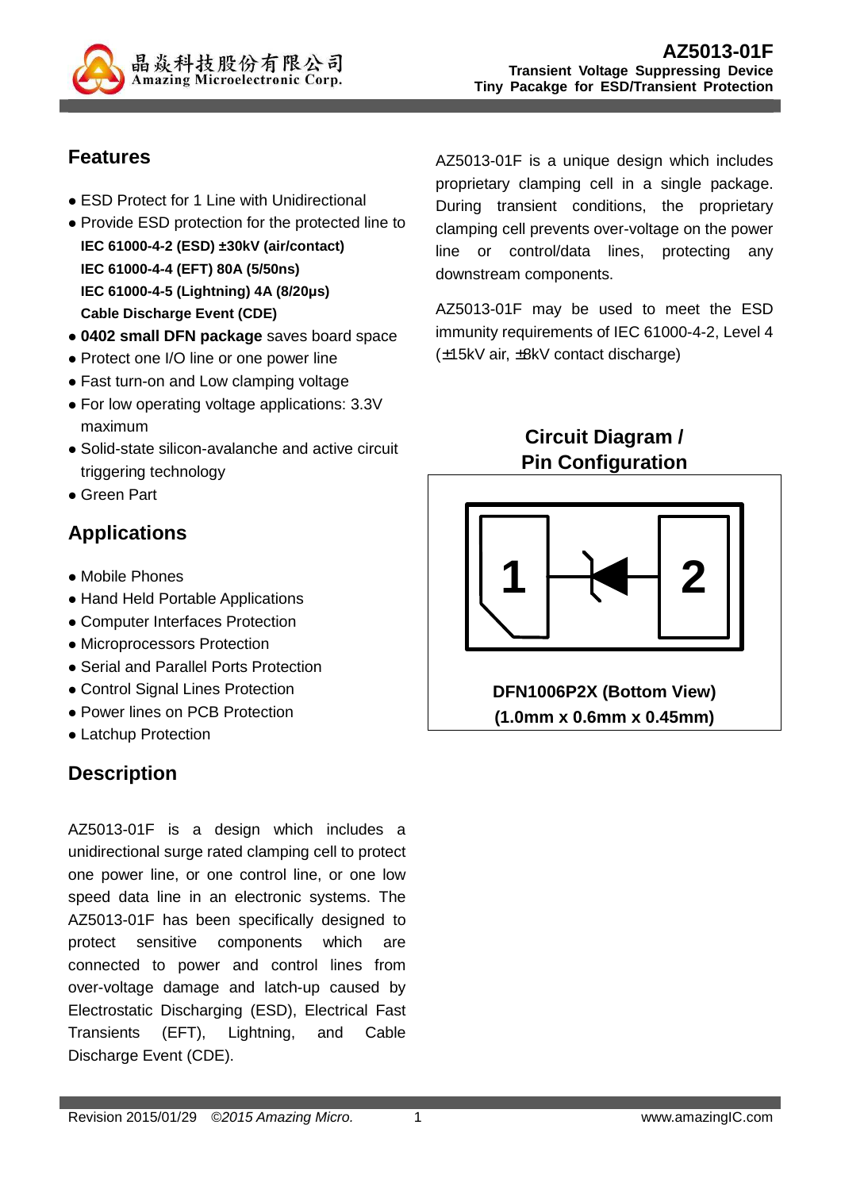# AZ5013-01F

**Transient Voltage Suppressing Device**
**Tiny Pacakge for ESD/Transient Protection**

## Features

- ESD Protect for 1 Line with Unidirectional
- Provide ESD protection for the protected line to
  **IEC 61000-4-2 (ESD) ±30kV (air/contact)**
  **IEC 61000-4-4 (EFT) 80A (5/50ns)**
  **IEC 61000-4-5 (Lightning) 4A (8/20μs)**
  **Cable Discharge Event (CDE)**
- **0402 small DFN package** saves board space
- Protect one I/O line or one power line
- Fast turn-on and Low clamping voltage
- For low operating voltage applications: 3.3V maximum
- Solid-state silicon-avalanche and active circuit triggering technology
- Green Part

## Applications

- Mobile Phones
- Hand Held Portable Applications
- Computer Interfaces Protection
- Microprocessors Protection
- Serial and Parallel Ports Protection
- Control Signal Lines Protection
- Power lines on PCB Protection
- Latchup Protection

## Description

AZ5013-01F is a design which includes a unidirectional surge rated clamping cell to protect one power line, or one control line, or one low speed data line in an electronic systems. The AZ5013-01F has been specifically designed to protect sensitive components which are connected to power and control lines from over-voltage damage and latch-up caused by Electrostatic Discharging (ESD), Electrical Fast Transients (EFT), Lightning, and Cable Discharge Event (CDE).

AZ5013-01F is a unique design which includes proprietary clamping cell in a single package. During transient conditions, the proprietary clamping cell prevents over-voltage on the power line or control/data lines, protecting any downstream components.

AZ5013-01F may be used to meet the ESD immunity requirements of IEC 61000-4-2, Level 4 (±15kV air, ±8kV contact discharge)

## Circuit Diagram / Pin Configuration

1 2

**DFN1006P2X (Bottom View)**
**(1.0mm x 0.6mm x 0.45mm)**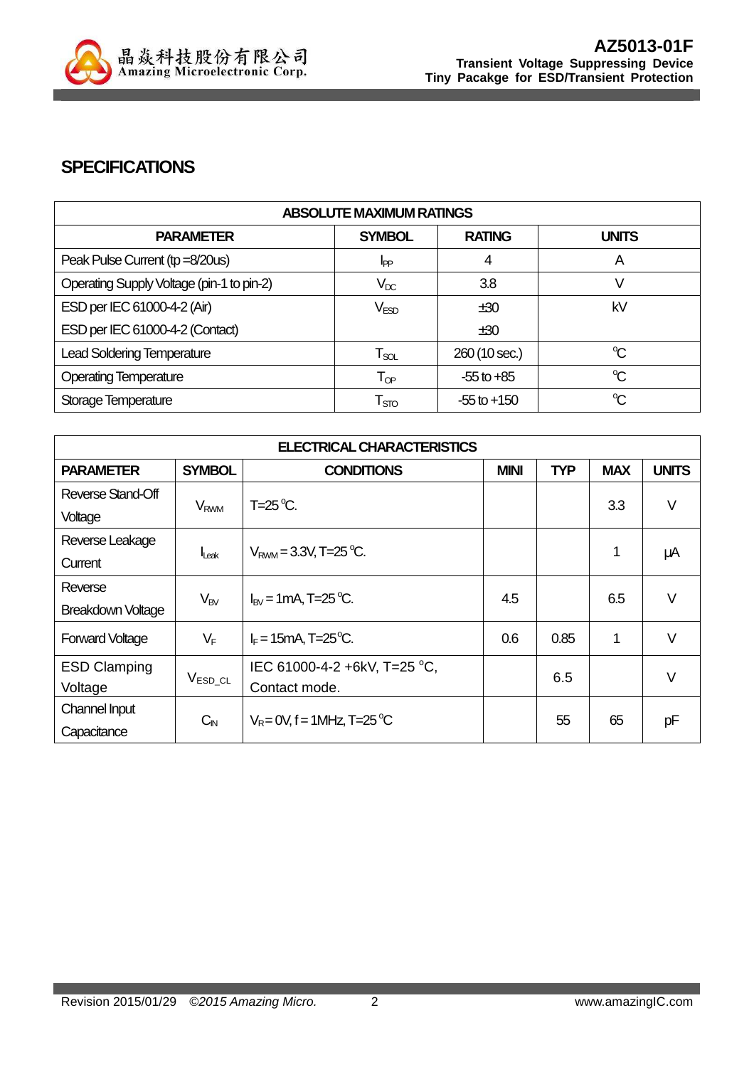## SPECIFICATIONS

| ABSOLUTE MAXIMUM RATINGS | | | |
|---|---|---|---|
| **PARAMETER** | **SYMBOL** | **RATING** | **UNITS** |
| Peak Pulse Current (tp =8/20us) | $I_{PP}$ | 4 | A |
| Operating Supply Voltage (pin-1 to pin-2) | $V_{DC}$ | 3.8 | V |
| ESD per IEC 61000-4-2 (Air)<br>ESD per IEC 61000-4-2 (Contact) | $V_{ESD}$ | ±30<br>±30 | kV |
| Lead Soldering Temperature | $T_{SOL}$ | 260 (10 sec.) | ℃ |
| Operating Temperature | $T_{OP}$ | -55 to +85 | ℃ |
| Storage Temperature | $T_{STO}$ | -55 to +150 | ℃ |

| ELECTRICAL CHARACTERISTICS | | | | | | |
|---|---|---|---|---|---|---|
| **PARAMETER** | **SYMBOL** | **CONDITIONS** | **MINI** | **TYP** | **MAX** | **UNITS** |
| Reverse Stand-Off Voltage | $V_{RWM}$ | T=25 °C. | | | 3.3 | V |
| Reverse Leakage Current | $I_{Leak}$ | $V_{RWM}$ = 3.3V, T=25 °C. | | | 1 | μA |
| Reverse Breakdown Voltage | $V_{BV}$ | $I_{BV}$ = 1mA, T=25 °C. | 4.5 | | 6.5 | V |
| Forward Voltage | $V_F$ | $I_F$ = 15mA, T=25°C. | 0.6 | 0.85 | 1 | V |
| ESD Clamping Voltage | $V_{ESD\_CL}$ | IEC 61000-4-2 +6kV, T=25 °C, Contact mode. | | 6.5 | | V |
| Channel Input Capacitance | $C_{IN}$ | $V_R$= 0V, f = 1MHz, T=25 °C | | 55 | 65 | pF |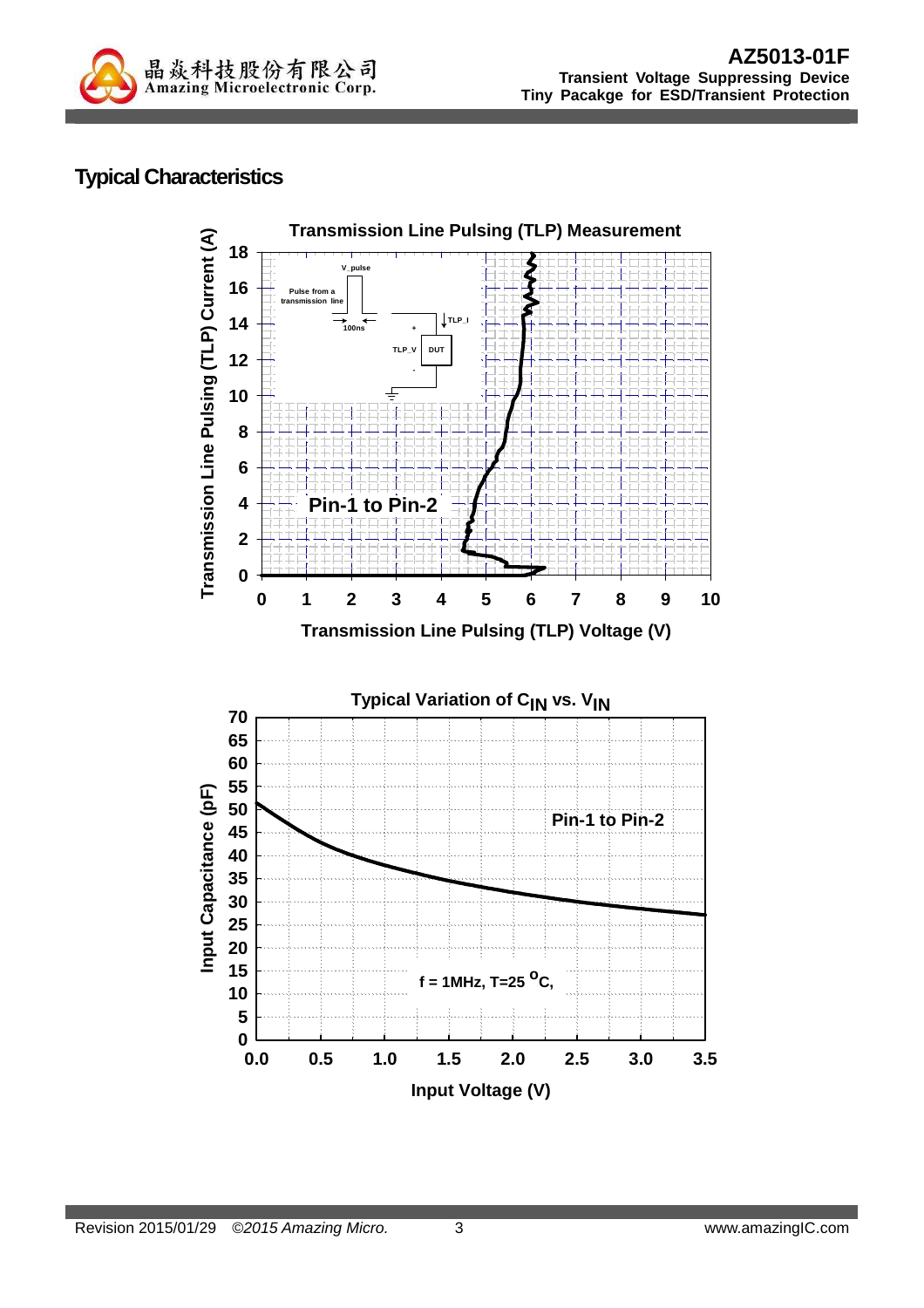## Typical Characteristics

**Transmission Line Pulsing (TLP) Measurement**

Transmission Line Pulsing (TLP) Current (A) vs. Transmission Line Pulsing (TLP) Voltage (V)

Pin-1 to Pin-2

V_pulse; Pulse from a transmission line; 100ns; TLP_I; TLP_V; DUT

**Typical Variation of $C_{IN}$ vs. $V_{IN}$**

Input Capacitance (pF) vs. Input Voltage (V)

Pin-1 to Pin-2

f = 1MHz, T=25 $^{o}$C,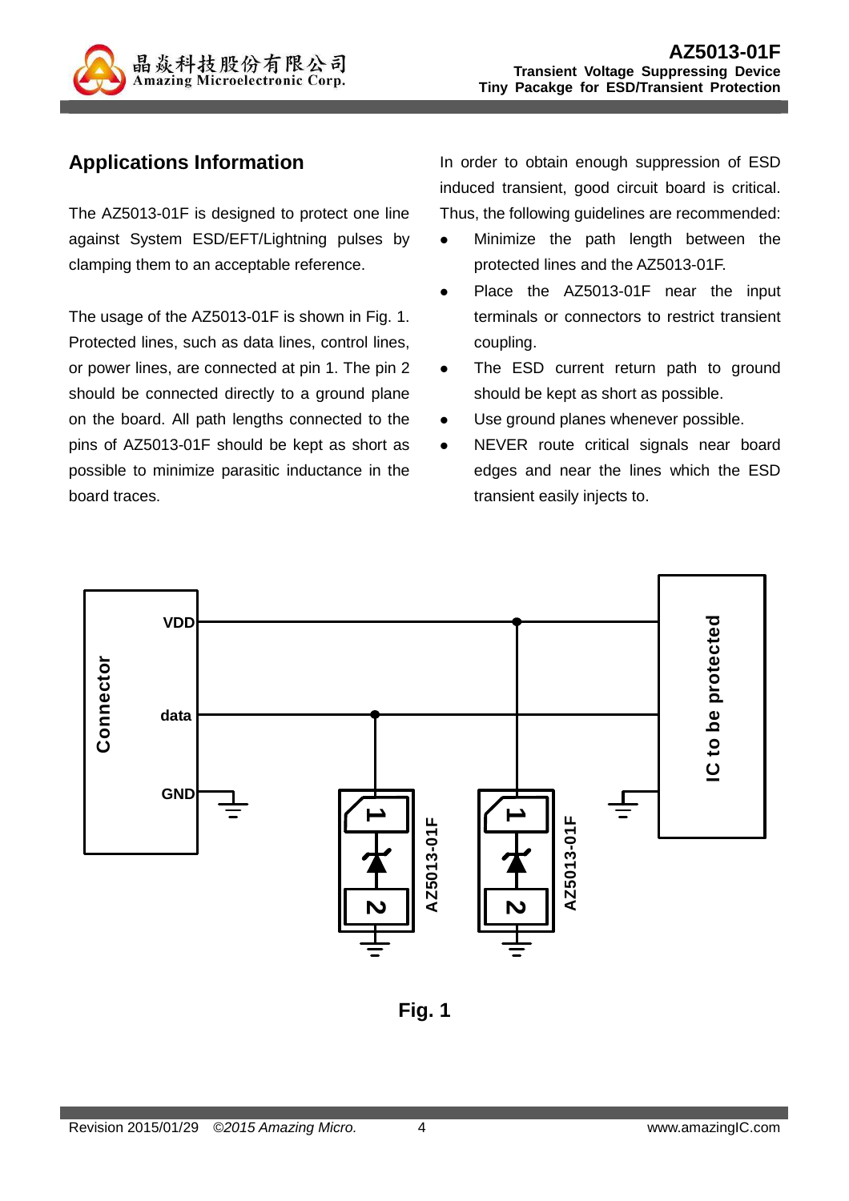## Applications Information

The AZ5013-01F is designed to protect one line against System ESD/EFT/Lightning pulses by clamping them to an acceptable reference.

The usage of the AZ5013-01F is shown in Fig. 1. Protected lines, such as data lines, control lines, or power lines, are connected at pin 1. The pin 2 should be connected directly to a ground plane on the board. All path lengths connected to the pins of AZ5013-01F should be kept as short as possible to minimize parasitic inductance in the board traces.

In order to obtain enough suppression of ESD induced transient, good circuit board is critical. Thus, the following guidelines are recommended:

- Minimize the path length between the protected lines and the AZ5013-01F.
- Place the AZ5013-01F near the input terminals or connectors to restrict transient coupling.
- The ESD current return path to ground should be kept as short as possible.
- Use ground planes whenever possible.
- NEVER route critical signals near board edges and near the lines which the ESD transient easily injects to.

**Fig. 1**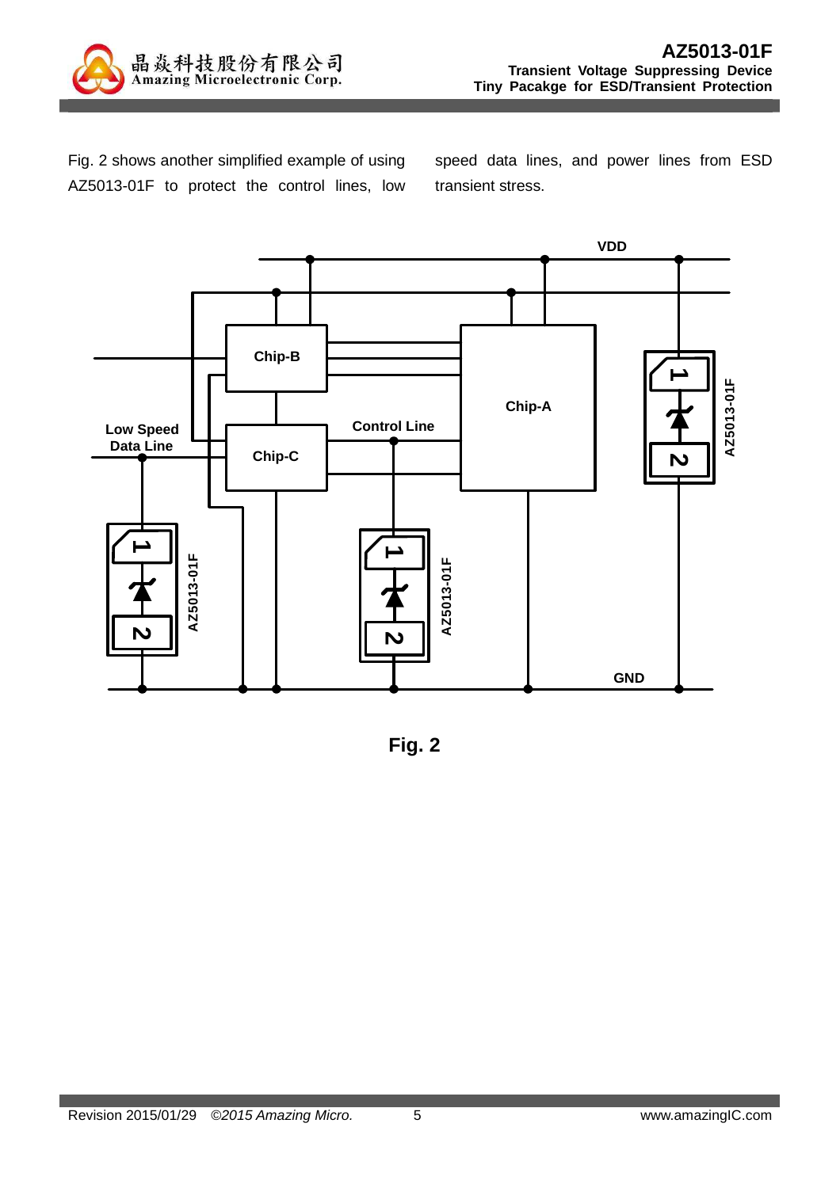Fig. 2 shows another simplified example of using AZ5013-01F to protect the control lines, low speed data lines, and power lines from ESD transient stress.

Fig. 2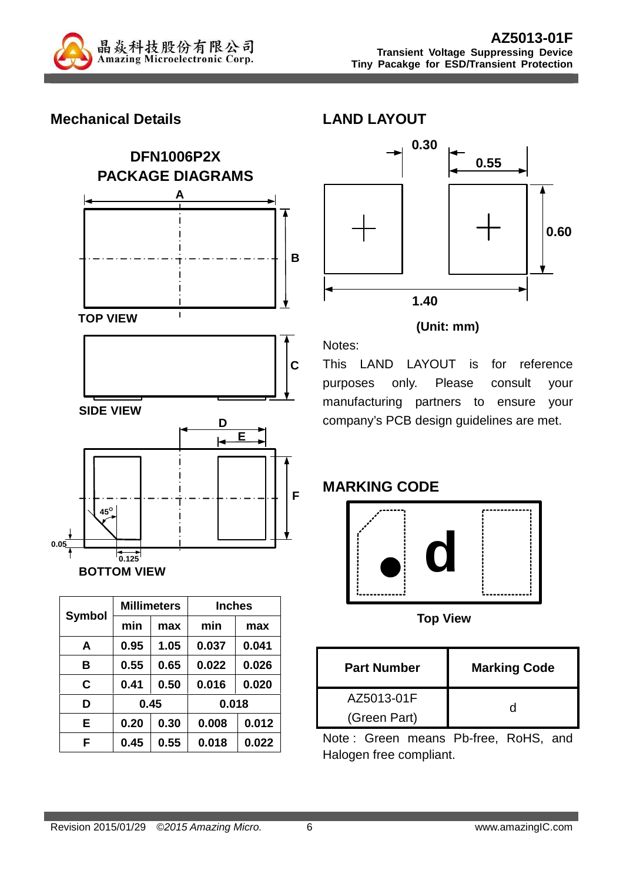## Mechanical Details

### DFN1006P2X PACKAGE DIAGRAMS

TOP VIEW

SIDE VIEW

BOTTOM VIEW

| Symbol | Millimeters | | Inches | |
|---|---|---|---|---|
| | min | max | min | max |
| A | 0.95 | 1.05 | 0.037 | 0.041 |
| B | 0.55 | 0.65 | 0.022 | 0.026 |
| C | 0.41 | 0.50 | 0.016 | 0.020 |
| D | 0.45 | | 0.018 | |
| E | 0.20 | 0.30 | 0.008 | 0.012 |
| F | 0.45 | 0.55 | 0.018 | 0.022 |

## LAND LAYOUT

(Unit: mm)

Notes:

This LAND LAYOUT is for reference purposes only. Please consult your manufacturing partners to ensure your company's PCB design guidelines are met.

## MARKING CODE

Top View

| Part Number | Marking Code |
|---|---|
| AZ5013-01F (Green Part) | d |

Note : Green means Pb-free, RoHS, and Halogen free compliant.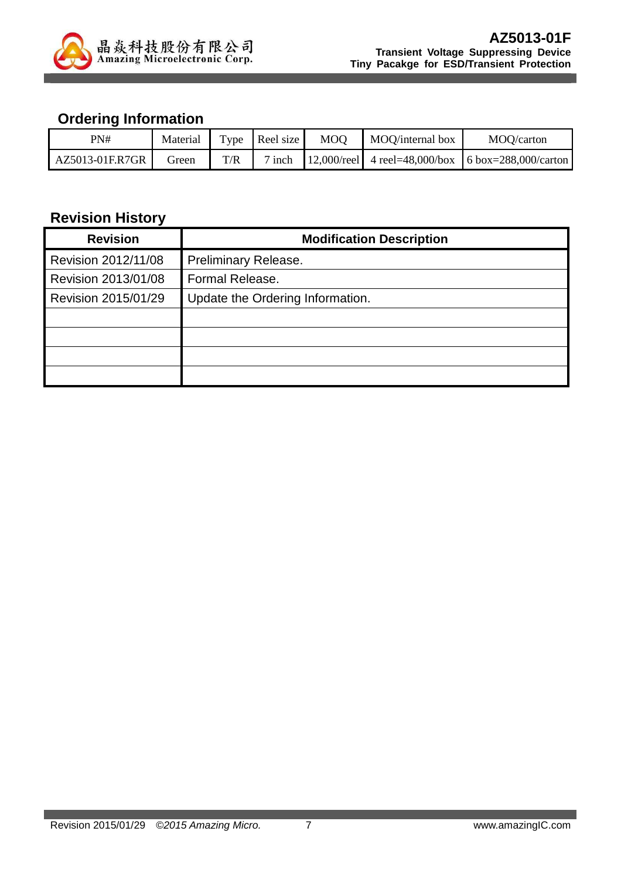## Ordering Information

| PN# | Material | Type | Reel size | MOQ | MOQ/internal box | MOQ/carton |
|---|---|---|---|---|---|---|
| AZ5013-01F.R7GR | Green | T/R | 7 inch | 12,000/reel | 4 reel=48,000/box | 6 box=288,000/carton |

## Revision History

| Revision | Modification Description |
|---|---|
| Revision 2012/11/08 | Preliminary Release. |
| Revision 2013/01/08 | Formal Release. |
| Revision 2015/01/29 | Update the Ordering Information. |
| | |
| | |
| | |
| | |